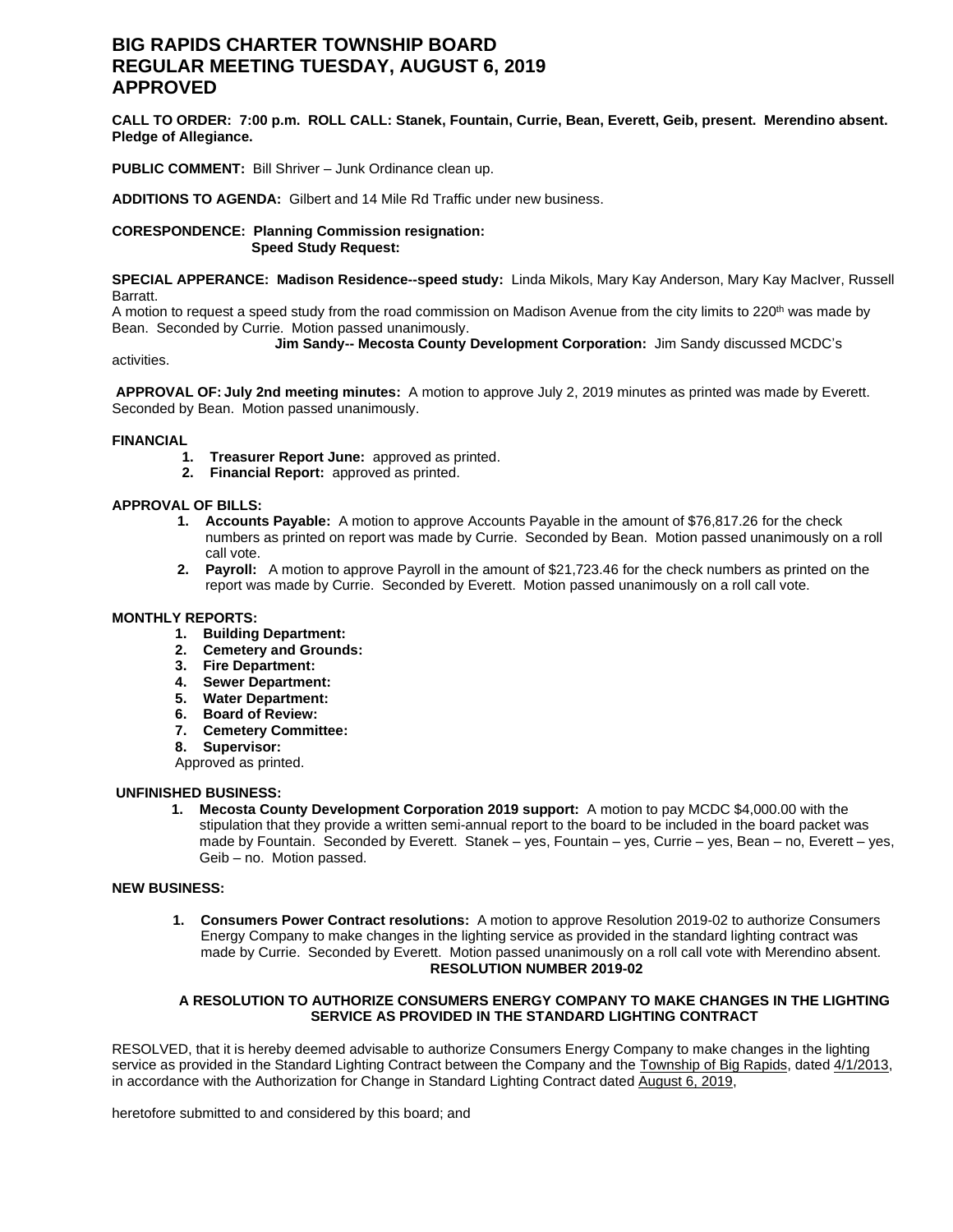# BIG RAPIDS CHARTER TOWNSHIP BOARD
# REGULAR MEETING TUESDAY, AUGUST 6, 2019
# APPROVED

**CALL TO ORDER: 7:00 p.m. ROLL CALL: Stanek, Fountain, Currie, Bean, Everett, Geib, present. Merendino absent. Pledge of Allegiance.**

**PUBLIC COMMENT:** Bill Shriver – Junk Ordinance clean up.

**ADDITIONS TO AGENDA:** Gilbert and 14 Mile Rd Traffic under new business.

**CORESPONDENCE: Planning Commission resignation:**
**Speed Study Request:**

**SPECIAL APPERANCE: Madison Residence--speed study:** Linda Mikols, Mary Kay Anderson, Mary Kay MacIver, Russell Barratt.
A motion to request a speed study from the road commission on Madison Avenue from the city limits to 220th was made by Bean. Seconded by Currie. Motion passed unanimously.
**Jim Sandy-- Mecosta County Development Corporation:** Jim Sandy discussed MCDC's activities.

**APPROVAL OF: July 2nd meeting minutes:** A motion to approve July 2, 2019 minutes as printed was made by Everett. Seconded by Bean. Motion passed unanimously.

**FINANCIAL**

1. **Treasurer Report June:** approved as printed.
2. **Financial Report:** approved as printed.

**APPROVAL OF BILLS:**

1. **Accounts Payable:** A motion to approve Accounts Payable in the amount of $76,817.26 for the check numbers as printed on report was made by Currie. Seconded by Bean. Motion passed unanimously on a roll call vote.
2. **Payroll:** A motion to approve Payroll in the amount of $21,723.46 for the check numbers as printed on the report was made by Currie. Seconded by Everett. Motion passed unanimously on a roll call vote.

**MONTHLY REPORTS:**

1. **Building Department:**
2. **Cemetery and Grounds:**
3. **Fire Department:**
4. **Sewer Department:**
5. **Water Department:**
6. **Board of Review:**
7. **Cemetery Committee:**
8. **Supervisor:**

Approved as printed.

**UNFINISHED BUSINESS:**

1. **Mecosta County Development Corporation 2019 support:** A motion to pay MCDC $4,000.00 with the stipulation that they provide a written semi-annual report to the board to be included in the board packet was made by Fountain. Seconded by Everett. Stanek – yes, Fountain – yes, Currie – yes, Bean – no, Everett – yes, Geib – no. Motion passed.

**NEW BUSINESS:**

1. **Consumers Power Contract resolutions:** A motion to approve Resolution 2019-02 to authorize Consumers Energy Company to make changes in the lighting service as provided in the standard lighting contract was made by Currie. Seconded by Everett. Motion passed unanimously on a roll call vote with Merendino absent.

**RESOLUTION NUMBER 2019-02**

**A RESOLUTION TO AUTHORIZE CONSUMERS ENERGY COMPANY TO MAKE CHANGES IN THE LIGHTING SERVICE AS PROVIDED IN THE STANDARD LIGHTING CONTRACT**

RESOLVED, that it is hereby deemed advisable to authorize Consumers Energy Company to make changes in the lighting service as provided in the Standard Lighting Contract between the Company and the Township of Big Rapids, dated 4/1/2013, in accordance with the Authorization for Change in Standard Lighting Contract dated August 6, 2019,

heretofore submitted to and considered by this board; and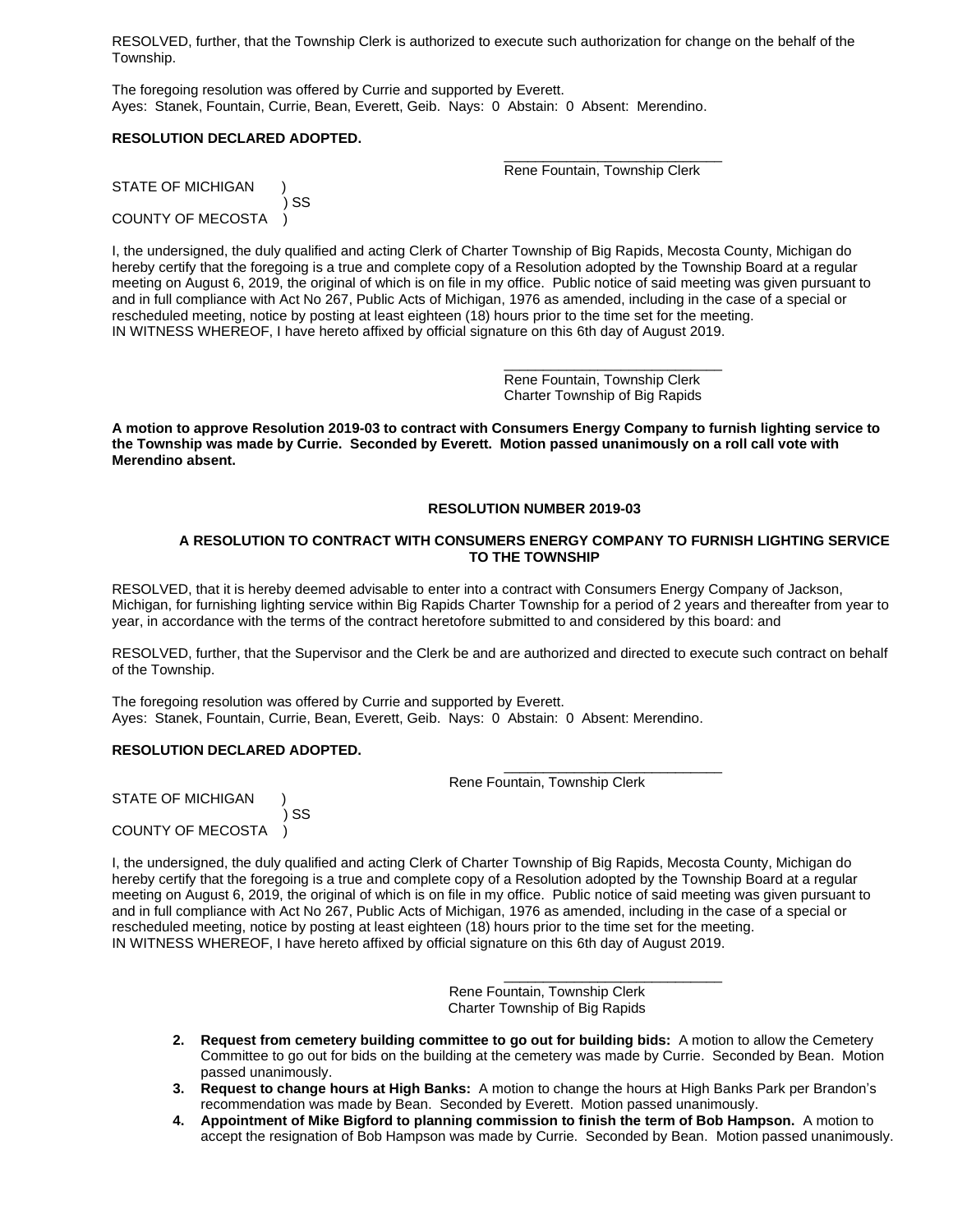RESOLVED, further, that the Township Clerk is authorized to execute such authorization for change on the behalf of the Township.

The foregoing resolution was offered by Currie and supported by Everett.
Ayes: Stanek, Fountain, Currie, Bean, Everett, Geib. Nays: 0 Abstain: 0 Absent: Merendino.

**RESOLUTION DECLARED ADOPTED.**

\_\_\_\_\_\_\_\_\_\_\_\_\_\_\_\_\_\_\_\_\_\_\_\_\_\_\_\_\_\_
Rene Fountain, Township Clerk

STATE OF MICHIGAN )
) SS
COUNTY OF MECOSTA )

I, the undersigned, the duly qualified and acting Clerk of Charter Township of Big Rapids, Mecosta County, Michigan do hereby certify that the foregoing is a true and complete copy of a Resolution adopted by the Township Board at a regular meeting on August 6, 2019, the original of which is on file in my office. Public notice of said meeting was given pursuant to and in full compliance with Act No 267, Public Acts of Michigan, 1976 as amended, including in the case of a special or rescheduled meeting, notice by posting at least eighteen (18) hours prior to the time set for the meeting.
IN WITNESS WHEREOF, I have hereto affixed by official signature on this 6th day of August 2019.

\_\_\_\_\_\_\_\_\_\_\_\_\_\_\_\_\_\_\_\_\_\_\_\_\_\_\_\_\_\_
Rene Fountain, Township Clerk
Charter Township of Big Rapids

**A motion to approve Resolution 2019-03 to contract with Consumers Energy Company to furnish lighting service to the Township was made by Currie. Seconded by Everett. Motion passed unanimously on a roll call vote with Merendino absent.**

**RESOLUTION NUMBER 2019-03**

**A RESOLUTION TO CONTRACT WITH CONSUMERS ENERGY COMPANY TO FURNISH LIGHTING SERVICE TO THE TOWNSHIP**

RESOLVED, that it is hereby deemed advisable to enter into a contract with Consumers Energy Company of Jackson, Michigan, for furnishing lighting service within Big Rapids Charter Township for a period of 2 years and thereafter from year to year, in accordance with the terms of the contract heretofore submitted to and considered by this board: and

RESOLVED, further, that the Supervisor and the Clerk be and are authorized and directed to execute such contract on behalf of the Township.

The foregoing resolution was offered by Currie and supported by Everett.
Ayes: Stanek, Fountain, Currie, Bean, Everett, Geib. Nays: 0 Abstain: 0 Absent: Merendino.

**RESOLUTION DECLARED ADOPTED.**

\_\_\_\_\_\_\_\_\_\_\_\_\_\_\_\_\_\_\_\_\_\_\_\_\_\_\_\_\_\_
Rene Fountain, Township Clerk

STATE OF MICHIGAN )
) SS
COUNTY OF MECOSTA )

I, the undersigned, the duly qualified and acting Clerk of Charter Township of Big Rapids, Mecosta County, Michigan do hereby certify that the foregoing is a true and complete copy of a Resolution adopted by the Township Board at a regular meeting on August 6, 2019, the original of which is on file in my office. Public notice of said meeting was given pursuant to and in full compliance with Act No 267, Public Acts of Michigan, 1976 as amended, including in the case of a special or rescheduled meeting, notice by posting at least eighteen (18) hours prior to the time set for the meeting.
IN WITNESS WHEREOF, I have hereto affixed by official signature on this 6th day of August 2019.

\_\_\_\_\_\_\_\_\_\_\_\_\_\_\_\_\_\_\_\_\_\_\_\_\_\_\_\_\_\_
Rene Fountain, Township Clerk
Charter Township of Big Rapids

2. **Request from cemetery building committee to go out for building bids:** A motion to allow the Cemetery Committee to go out for bids on the building at the cemetery was made by Currie. Seconded by Bean. Motion passed unanimously.
3. **Request to change hours at High Banks:** A motion to change the hours at High Banks Park per Brandon's recommendation was made by Bean. Seconded by Everett. Motion passed unanimously.
4. **Appointment of Mike Bigford to planning commission to finish the term of Bob Hampson.** A motion to accept the resignation of Bob Hampson was made by Currie. Seconded by Bean. Motion passed unanimously.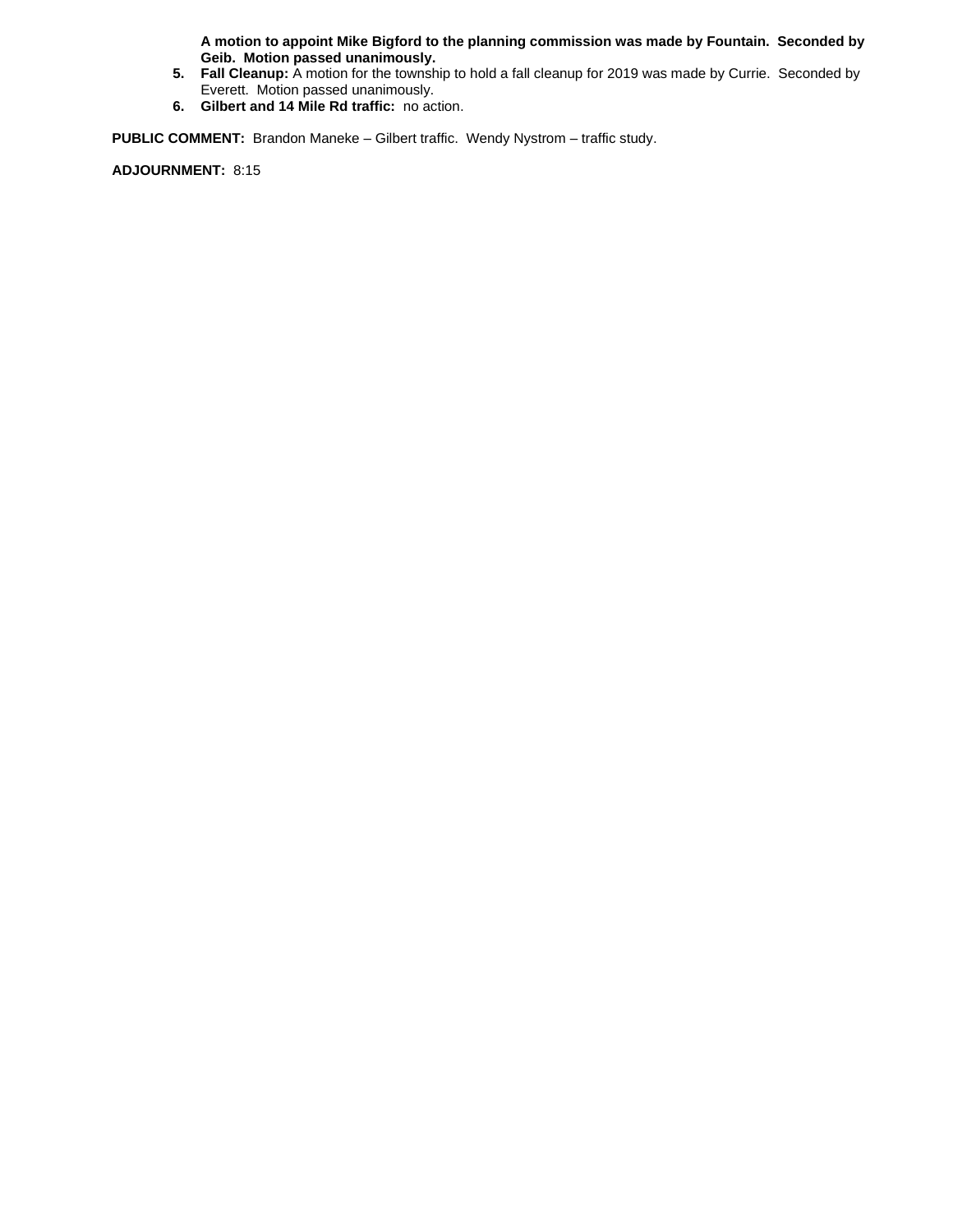**A motion to appoint Mike Bigford to the planning commission was made by Fountain. Seconded by Geib. Motion passed unanimously.**

5. **Fall Cleanup:** A motion for the township to hold a fall cleanup for 2019 was made by Currie. Seconded by Everett. Motion passed unanimously.
6. **Gilbert and 14 Mile Rd traffic:** no action.

**PUBLIC COMMENT:** Brandon Maneke – Gilbert traffic. Wendy Nystrom – traffic study.

**ADJOURNMENT:** 8:15